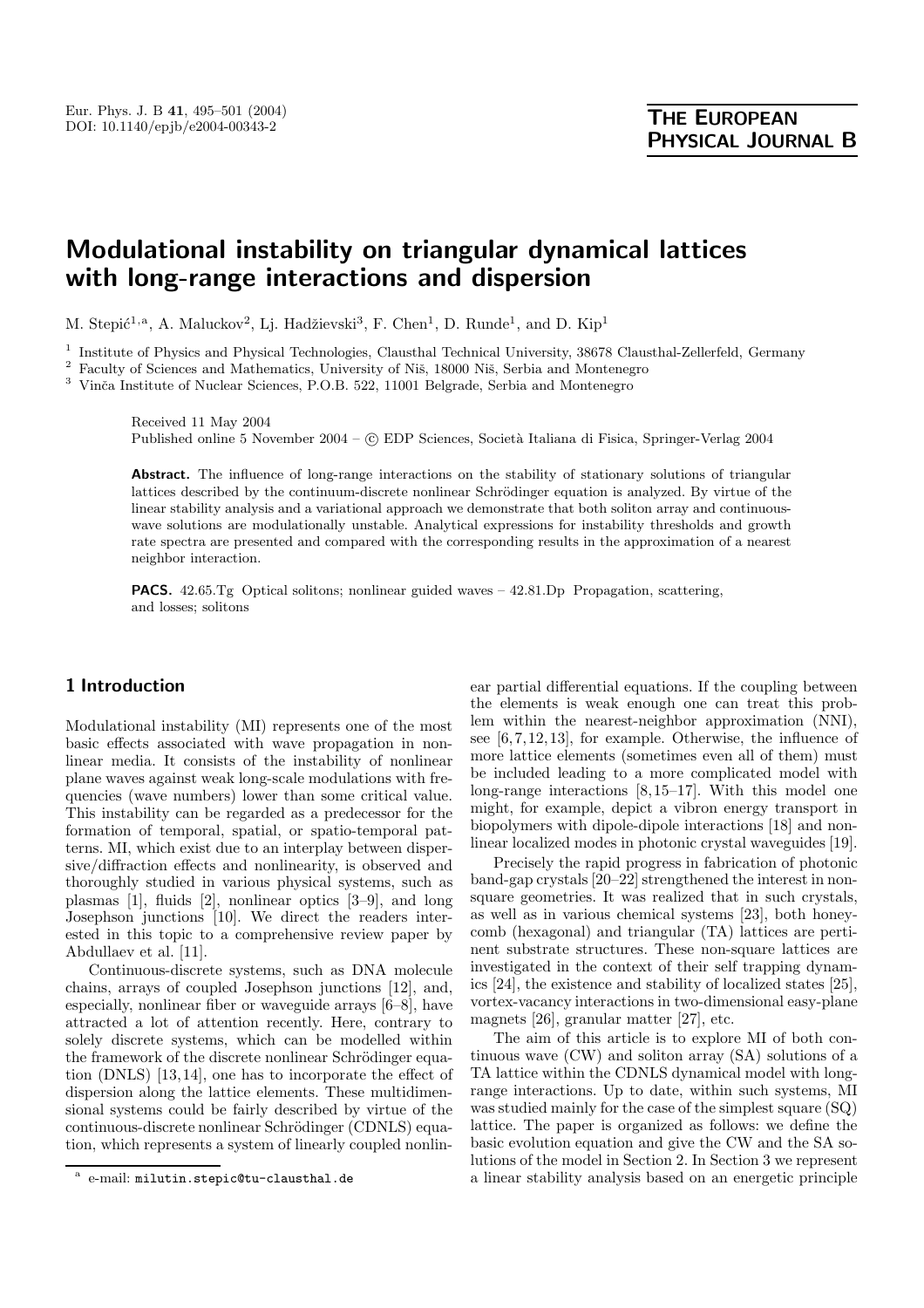# Modulational instability on triangular dynamical lattices with long-range interactions and dispersion

M. Stepić[1,a], A. Maluckov[2], Lj. Hadžievski[3], F. Chen[1], D. Runde[1], and D. Kip[1]

[1] Institute of Physics and Physical Technologies, Clausthal Technical University, 38678 Clausthal-Zellerfeld, Germany
[2] Faculty of Sciences and Mathematics, University of Niš, 18000 Niš, Serbia and Montenegro
[3] Vinča Institute of Nuclear Sciences, P.O.B. 522, 11001 Belgrade, Serbia and Montenegro

Received 11 May 2004
Published online 5 November 2004 – © EDP Sciences, Società Italiana di Fisica, Springer-Verlag 2004

**Abstract.** The influence of long-range interactions on the stability of stationary solutions of triangular lattices described by the continuum-discrete nonlinear Schrödinger equation is analyzed. By virtue of the linear stability analysis and a variational approach we demonstrate that both soliton array and continuous-wave solutions are modulationally unstable. Analytical expressions for instability thresholds and growth rate spectra are presented and compared with the corresponding results in the approximation of a nearest neighbor interaction.

**PACS.** 42.65.Tg Optical solitons; nonlinear guided waves – 42.81.Dp Propagation, scattering, and losses; solitons

## 1 Introduction

Modulational instability (MI) represents one of the most basic effects associated with wave propagation in nonlinear media. It consists of the instability of nonlinear plane waves against weak long-scale modulations with frequencies (wave numbers) lower than some critical value. This instability can be regarded as a predecessor for the formation of temporal, spatial, or spatio-temporal patterns. MI, which exist due to an interplay between dispersive/diffraction effects and nonlinearity, is observed and thoroughly studied in various physical systems, such as plasmas [1], fluids [2], nonlinear optics [3–9], and long Josephson junctions [10]. We direct the readers interested in this topic to a comprehensive review paper by Abdullaev et al. [11].

Continuous-discrete systems, such as DNA molecule chains, arrays of coupled Josephson junctions [12], and, especially, nonlinear fiber or waveguide arrays [6–8], have attracted a lot of attention recently. Here, contrary to solely discrete systems, which can be modelled within the framework of the discrete nonlinear Schrödinger equation (DNLS) [13,14], one has to incorporate the effect of dispersion along the lattice elements. These multidimensional systems could be fairly described by virtue of the continuous-discrete nonlinear Schrödinger (CDNLS) equation, which represents a system of linearly coupled nonlinear partial differential equations. If the coupling between the elements is weak enough one can treat this problem within the nearest-neighbor approximation (NNI), see [6,7,12,13], for example. Otherwise, the influence of more lattice elements (sometimes even all of them) must be included leading to a more complicated model with long-range interactions [8,15–17]. With this model one might, for example, depict a vibron energy transport in biopolymers with dipole-dipole interactions [18] and nonlinear localized modes in photonic crystal waveguides [19].

Precisely the rapid progress in fabrication of photonic band-gap crystals [20–22] strengthened the interest in non-square geometries. It was realized that in such crystals, as well as in various chemical systems [23], both honeycomb (hexagonal) and triangular (TA) lattices are pertinent substrate structures. These non-square lattices are investigated in the context of their self trapping dynamics [24], the existence and stability of localized states [25], vortex-vacancy interactions in two-dimensional easy-plane magnets [26], granular matter [27], etc.

The aim of this article is to explore MI of both continuous wave (CW) and soliton array (SA) solutions of a TA lattice within the CDNLS dynamical model with long-range interactions. Up to date, within such systems, MI was studied mainly for the case of the simplest square (SQ) lattice. The paper is organized as follows: we define the basic evolution equation and give the CW and the SA solutions of the model in Section 2. In Section 3 we represent a linear stability analysis based on an energetic principle

[a] e-mail: milutin.stepic@tu-clausthal.de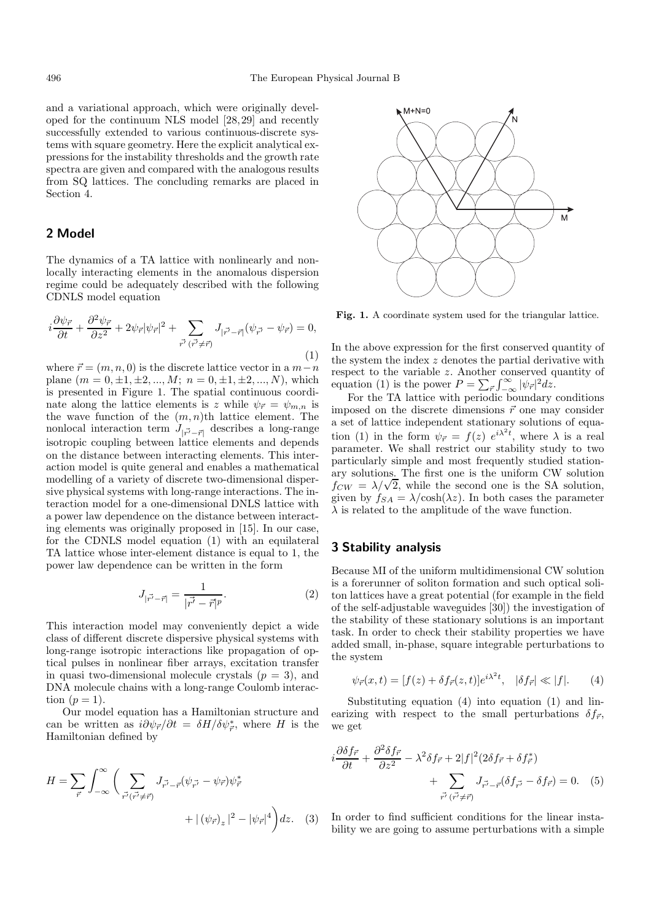and a variational approach, which were originally developed for the continuum NLS model [28,29] and recently successfully extended to various continuous-discrete systems with square geometry. Here the explicit analytical expressions for the instability thresholds and the growth rate spectra are given and compared with the analogous results from SQ lattices. The concluding remarks are placed in Section 4.

## 2 Model

The dynamics of a TA lattice with nonlinearly and nonlocally interacting elements in the anomalous dispersion regime could be adequately described with the following CDNLS model equation

$$i\frac{\partial \psi_{\vec{r}}}{\partial t} + \frac{\partial^2 \psi_{\vec{r}}}{\partial z^2} + 2\psi_{\vec{r}}|\psi_{\vec{r}}|^2 + \sum_{\vec{r}'\ (\vec{r}' \neq \vec{r})} J_{|\vec{r}' - \vec{r}|}(\psi_{\vec{r}'} - \psi_{\vec{r}}) = 0, \tag{1}$$

where $\vec{r} = (m, n, 0)$ is the discrete lattice vector in a $m-n$ plane ($m = 0, \pm1, \pm2, ..., M;\ n = 0, \pm1, \pm2, ..., N$), which is presented in Figure 1. The spatial continuous coordinate along the lattice elements is $z$ while $\psi_{\vec{r}} = \psi_{m,n}$ is the wave function of the $(m, n)$th lattice element. The nonlocal interaction term $J_{|\vec{r}' - \vec{r}|}$ describes a long-range isotropic coupling between lattice elements and depends on the distance between interacting elements. This interaction model is quite general and enables a mathematical modelling of a variety of discrete two-dimensional dispersive physical systems with long-range interactions. The interaction model for a one-dimensional DNLS lattice with a power law dependence on the distance between interacting elements was originally proposed in [15]. In our case, for the CDNLS model equation (1) with an equilateral TA lattice whose inter-element distance is equal to 1, the power law dependence can be written in the form

$$J_{|\vec{r}' - \vec{r}|} = \frac{1}{|\vec{r}' - \vec{r}|^p}. \tag{2}$$

This interaction model may conveniently depict a wide class of different discrete dispersive physical systems with long-range isotropic interactions like propagation of optical pulses in nonlinear fiber arrays, excitation transfer in quasi two-dimensional molecule crystals ($p = 3$), and DNA molecule chains with a long-range Coulomb interaction ($p = 1$).

Our model equation has a Hamiltonian structure and can be written as $i\partial\psi_{\vec{r}}/\partial t = \delta H/\delta\psi^*_{\vec{r}}$, where $H$ is the Hamiltonian defined by

$$H = \sum_{\vec{r}} \int_{-\infty}^{\infty} \Bigg( \sum_{\vec{r}'(\vec{r}' \neq \vec{r})} J_{\vec{r}' - \vec{r}}(\psi_{\vec{r}'} - \psi_{\vec{r}})\psi^*_{\vec{r}} + |\left(\psi_{\vec{r}}\right)_z|^2 - |\psi_{\vec{r}}|^4 \Bigg) dz. \tag{3}$$

Fig. 1. A coordinate system used for the triangular lattice.

In the above expression for the first conserved quantity of the system the index $z$ denotes the partial derivative with respect to the variable $z$. Another conserved quantity of equation (1) is the power $P = \sum_{\vec{r}} \int_{-\infty}^{\infty} |\psi_{\vec{r}}|^2 dz$.

For the TA lattice with periodic boundary conditions imposed on the discrete dimensions $\vec{r}$ one may consider a set of lattice independent stationary solutions of equation (1) in the form $\psi_{\vec{r}} = f(z)\ e^{i\lambda^2 t}$, where $\lambda$ is a real parameter. We shall restrict our stability study to two particularly simple and most frequently studied stationary solutions. The first one is the uniform CW solution $f_{CW} = \lambda/\sqrt{2}$, while the second one is the SA solution, given by $f_{SA} = \lambda/\cosh(\lambda z)$. In both cases the parameter $\lambda$ is related to the amplitude of the wave function.

## 3 Stability analysis

Because MI of the uniform multidimensional CW solution is a forerunner of soliton formation and such optical soliton lattices have a great potential (for example in the field of the self-adjustable waveguides [30]) the investigation of the stability of these stationary solutions is an important task. In order to check their stability properties we have added small, in-phase, square integrable perturbations to the system

$$\psi_{\vec{r}}(x, t) = [f(z) + \delta f_{\vec{r}}(z, t)]e^{i\lambda^2 t}, \quad |\delta f_{\vec{r}}| \ll |f|. \tag{4}$$

Substituting equation (4) into equation (1) and linearizing with respect to the small perturbations $\delta f_{\vec{r}}$, we get

$$i\frac{\partial \delta f_{\vec{r}}}{\partial t} + \frac{\partial^2 \delta f_{\vec{r}}}{\partial z^2} - \lambda^2 \delta f_{\vec{r}} + 2|f|^2(2\delta f_{\vec{r}} + \delta f^*_{\vec{r}}) + \sum_{\vec{r}'\ (\vec{r}' \neq \vec{r})} J_{\vec{r}' - \vec{r}}(\delta f_{\vec{r}'} - \delta f_{\vec{r}}) = 0. \tag{5}$$

In order to find sufficient conditions for the linear instability we are going to assume perturbations with a simple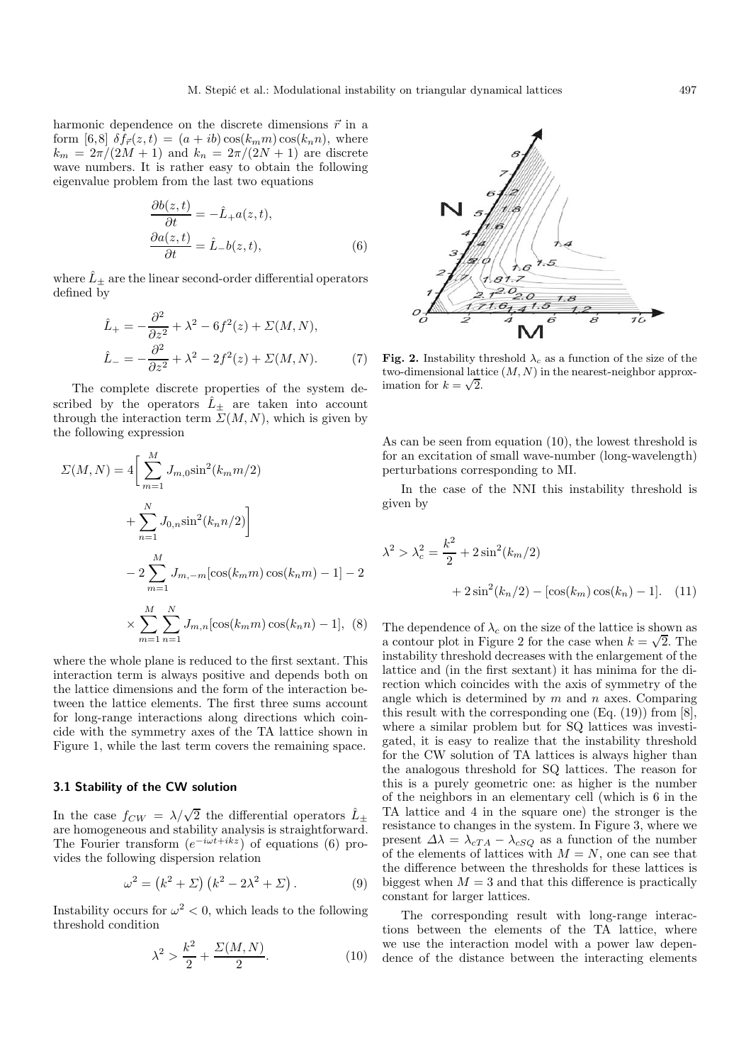harmonic dependence on the discrete dimensions $\vec{r}$ in a form [6,8] $\delta f_{\vec{r}}(z,t) = (a+ib)\cos(k_m m)\cos(k_n n)$, where $k_m = 2\pi/(2M+1)$ and $k_n = 2\pi/(2N+1)$ are discrete wave numbers. It is rather easy to obtain the following eigenvalue problem from the last two equations

$$\frac{\partial b(z,t)}{\partial t} = -\hat{L}_+ a(z,t),$$
$$\frac{\partial a(z,t)}{\partial t} = \hat{L}_- b(z,t), \tag{6}$$

where $\hat{L}_\pm$ are the linear second-order differential operators defined by

$$\hat{L}_+ = -\frac{\partial^2}{\partial z^2} + \lambda^2 - 6f^2(z) + \Sigma(M,N),$$
$$\hat{L}_- = -\frac{\partial^2}{\partial z^2} + \lambda^2 - 2f^2(z) + \Sigma(M,N). \tag{7}$$

The complete discrete properties of the system described by the operators $\hat{L}_\pm$ are taken into account through the interaction term $\Sigma(M,N)$, which is given by the following expression

$$\Sigma(M,N) = 4\Bigg[\sum_{m=1}^{M} J_{m,0}\sin^2(k_m m/2) + \sum_{n=1}^{N} J_{0,n}\sin^2(k_n n/2)\Bigg] - 2\sum_{m=1}^{M} J_{m,-m}[\cos(k_m m)\cos(k_n m) - 1] - 2 \times \sum_{m=1}^{M}\sum_{n=1}^{N} J_{m,n}[\cos(k_m m)\cos(k_n n) - 1], \tag{8}$$

where the whole plane is reduced to the first sextant. This interaction term is always positive and depends both on the lattice dimensions and the form of the interaction between the lattice elements. The first three sums account for long-range interactions along directions which coincide with the symmetry axes of the TA lattice shown in Figure 1, while the last term covers the remaining space.

### 3.1 Stability of the CW solution

In the case $f_{CW} = \lambda/\sqrt{2}$ the differential operators $\hat{L}_\pm$ are homogeneous and stability analysis is straightforward. The Fourier transform $(e^{-i\omega t + ikz})$ of equations (6) provides the following dispersion relation

$$\omega^2 = \left(k^2 + \Sigma\right)\left(k^2 - 2\lambda^2 + \Sigma\right). \tag{9}$$

Instability occurs for $\omega^2 < 0$, which leads to the following threshold condition

$$\lambda^2 > \frac{k^2}{2} + \frac{\Sigma(M,N)}{2}. \tag{10}$$

**Fig. 2.** Instability threshold $\lambda_c$ as a function of the size of the two-dimensional lattice $(M,N)$ in the nearest-neighbor approximation for $k = \sqrt{2}$.

As can be seen from equation (10), the lowest threshold is for an excitation of small wave-number (long-wavelength) perturbations corresponding to MI.

In the case of the NNI this instability threshold is given by

$$\lambda^2 > \lambda_c^2 = \frac{k^2}{2} + 2\sin^2(k_m/2) + 2\sin^2(k_n/2) - [\cos(k_m)\cos(k_n) - 1]. \tag{11}$$

The dependence of $\lambda_c$ on the size of the lattice is shown as a contour plot in Figure 2 for the case when $k = \sqrt{2}$. The instability threshold decreases with the enlargement of the lattice and (in the first sextant) it has minima for the direction which coincides with the axis of symmetry of the angle which is determined by $m$ and $n$ axes. Comparing this result with the corresponding one (Eq. (19)) from [8], where a similar problem but for SQ lattices was investigated, it is easy to realize that the instability threshold for the CW solution of TA lattices is always higher than the analogous threshold for SQ lattices. The reason for this is a purely geometric one: as higher is the number of the neighbors in an elementary cell (which is 6 in the TA lattice and 4 in the square one) the stronger is the resistance to changes in the system. In Figure 3, where we present $\Delta\lambda = \lambda_{cTA} - \lambda_{cSQ}$ as a function of the number of the elements of lattices with $M = N$, one can see that the difference between the thresholds for these lattices is biggest when $M = 3$ and that this difference is practically constant for larger lattices.

The corresponding result with long-range interactions between the elements of the TA lattice, where we use the interaction model with a power law dependence of the distance between the interacting elements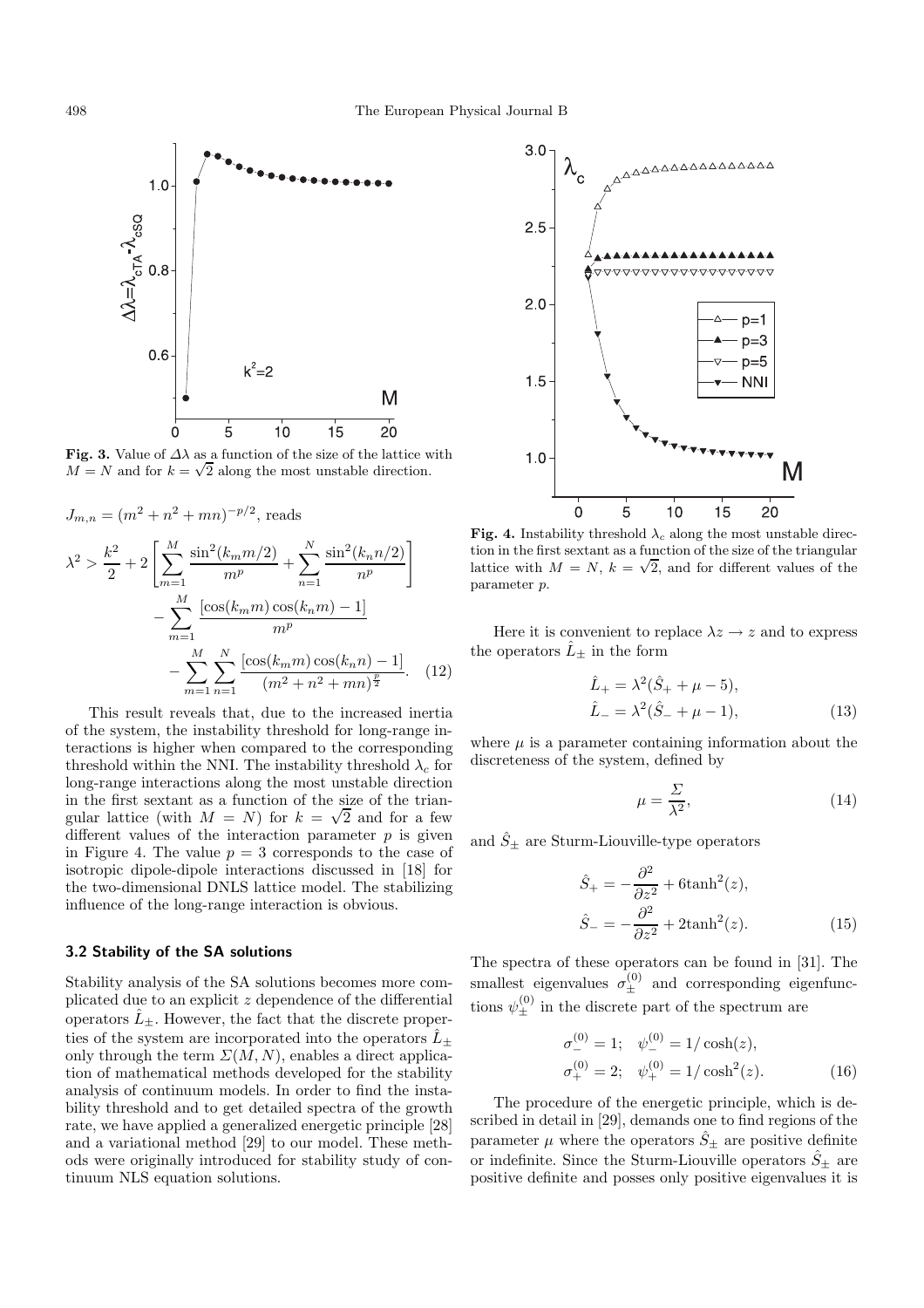**Fig. 3.** Value of $\Delta\lambda$ as a function of the size of the lattice with $M = N$ and for $k = \sqrt{2}$ along the most unstable direction.

$J_{m,n} = (m^2 + n^2 + mn)^{-p/2}$, reads

$$
\begin{aligned}
\lambda^2 > \frac{k^2}{2} &+ 2\left[\sum_{m=1}^{M} \frac{\sin^2(k_m m/2)}{m^p} + \sum_{n=1}^{N} \frac{\sin^2(k_n n/2)}{n^p}\right] \\
&- \sum_{m=1}^{M} \frac{[\cos(k_m m)\cos(k_n m) - 1]}{m^p} \\
&- \sum_{m=1}^{M}\sum_{n=1}^{N} \frac{[\cos(k_m m)\cos(k_n n) - 1]}{(m^2+n^2+mn)^{\frac{p}{2}}}. \quad (12)
\end{aligned}
$$

This result reveals that, due to the increased inertia of the system, the instability threshold for long-range interactions is higher when compared to the corresponding threshold within the NNI. The instability threshold $\lambda_c$ for long-range interactions along the most unstable direction in the first sextant as a function of the size of the triangular lattice (with $M = N$) for $k = \sqrt{2}$ and for a few different values of the interaction parameter $p$ is given in Figure 4. The value $p = 3$ corresponds to the case of isotropic dipole-dipole interactions discussed in [18] for the two-dimensional DNLS lattice model. The stabilizing influence of the long-range interaction is obvious.

**Fig. 4.** Instability threshold $\lambda_c$ along the most unstable direction in the first sextant as a function of the size of the triangular lattice with $M = N$, $k = \sqrt{2}$, and for different values of the parameter $p$.

### 3.2 Stability of the SA solutions

Stability analysis of the SA solutions becomes more complicated due to an explicit $z$ dependence of the differential operators $\hat{L}_{\pm}$. However, the fact that the discrete properties of the system are incorporated into the operators $\hat{L}_{\pm}$ only through the term $\Sigma(M, N)$, enables a direct application of mathematical methods developed for the stability analysis of continuum models. In order to find the instability threshold and to get detailed spectra of the growth rate, we have applied a generalized energetic principle [28] and a variational method [29] to our model. These methods were originally introduced for stability study of continuum NLS equation solutions.

Here it is convenient to replace $\lambda z \to z$ and to express the operators $\hat{L}_{\pm}$ in the form

$$
\begin{aligned}
\hat{L}_+ &= \lambda^2(\hat{S}_+ + \mu - 5), \\
\hat{L}_- &= \lambda^2(\hat{S}_- + \mu - 1),
\end{aligned} \quad (13)
$$

where $\mu$ is a parameter containing information about the discreteness of the system, defined by

$$
\mu = \frac{\Sigma}{\lambda^2}, \quad (14)
$$

and $\hat{S}_{\pm}$ are Sturm-Liouville-type operators

$$
\begin{aligned}
\hat{S}_+ &= -\frac{\partial^2}{\partial z^2} + 6\tanh^2(z), \\
\hat{S}_- &= -\frac{\partial^2}{\partial z^2} + 2\tanh^2(z).
\end{aligned} \quad (15)
$$

The spectra of these operators can be found in [31]. The smallest eigenvalues $\sigma_{\pm}^{(0)}$ and corresponding eigenfunctions $\psi_{\pm}^{(0)}$ in the discrete part of the spectrum are

$$
\begin{aligned}
\sigma_-^{(0)} &= 1; \quad \psi_-^{(0)} = 1/\cosh(z), \\
\sigma_+^{(0)} &= 2; \quad \psi_+^{(0)} = 1/\cosh^2(z).
\end{aligned} \quad (16)
$$

The procedure of the energetic principle, which is described in detail in [29], demands one to find regions of the parameter $\mu$ where the operators $\hat{S}_{\pm}$ are positive definite or indefinite. Since the Sturm-Liouville operators $\hat{S}_{\pm}$ are positive definite and posses only positive eigenvalues it is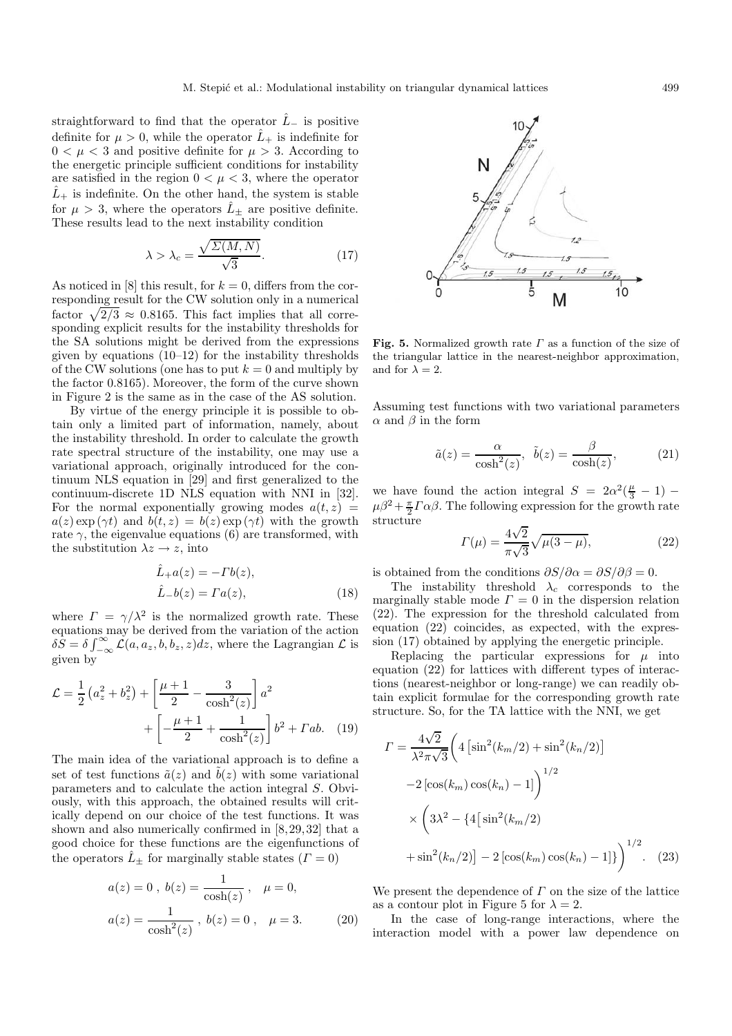straightforward to find that the operator $\hat{L}_-$ is positive definite for $\mu > 0$, while the operator $\hat{L}_+$ is indefinite for $0 < \mu < 3$ and positive definite for $\mu > 3$. According to the energetic principle sufficient conditions for instability are satisfied in the region $0 < \mu < 3$, where the operator $\hat{L}_+$ is indefinite. On the other hand, the system is stable for $\mu > 3$, where the operators $\hat{L}_\pm$ are positive definite. These results lead to the next instability condition

$$\lambda > \lambda_c = \frac{\sqrt{\Sigma(M,N)}}{\sqrt{3}}. \tag{17}$$

As noticed in [8] this result, for $k = 0$, differs from the corresponding result for the CW solution only in a numerical factor $\sqrt{2/3} \approx 0.8165$. This fact implies that all corresponding explicit results for the instability thresholds for the SA solutions might be derived from the expressions given by equations (10–12) for the instability thresholds of the CW solutions (one has to put $k = 0$ and multiply by the factor 0.8165). Moreover, the form of the curve shown in Figure 2 is the same as in the case of the AS solution.

By virtue of the energy principle it is possible to obtain only a limited part of information, namely, about the instability threshold. In order to calculate the growth rate spectral structure of the instability, one may use a variational approach, originally introduced for the continuum NLS equation in [29] and first generalized to the continuum-discrete 1D NLS equation with NNI in [32]. For the normal exponentially growing modes $a(t,z) = a(z)\exp(\gamma t)$ and $b(t,z) = b(z)\exp(\gamma t)$ with the growth rate $\gamma$, the eigenvalue equations (6) are transformed, with the substitution $\lambda z \to z$, into

$$\begin{aligned}\hat{L}_+ a(z) &= -\Gamma b(z),\\ \hat{L}_- b(z) &= \Gamma a(z),\end{aligned} \tag{18}$$

where $\Gamma = \gamma/\lambda^2$ is the normalized growth rate. These equations may be derived from the variation of the action $\delta S = \delta \int_{-\infty}^{\infty} \mathcal{L}(a, a_z, b, b_z, z)dz$, where the Lagrangian $\mathcal{L}$ is given by

$$\mathcal{L} = \frac{1}{2}\left(a_z^2 + b_z^2\right) + \left[\frac{\mu+1}{2} - \frac{3}{\cosh^2(z)}\right]a^2 + \left[-\frac{\mu+1}{2} + \frac{1}{\cosh^2(z)}\right]b^2 + \Gamma ab. \tag{19}$$

The main idea of the variational approach is to define a set of test functions $\tilde{a}(z)$ and $\tilde{b}(z)$ with some variational parameters and to calculate the action integral $S$. Obviously, with this approach, the obtained results will critically depend on our choice of the test functions. It was shown and also numerically confirmed in [8,29,32] that a good choice for these functions are the eigenfunctions of the operators $\hat{L}_\pm$ for marginally stable states ($\Gamma = 0$)

$$\begin{aligned} a(z) &= 0\ ,\ b(z) = \frac{1}{\cosh(z)}\ , \quad \mu = 0,\\ a(z) &= \frac{1}{\cosh^2(z)}\ ,\ b(z) = 0\ , \quad \mu = 3. \end{aligned} \tag{20}$$

**Fig. 5.** Normalized growth rate $\Gamma$ as a function of the size of the triangular lattice in the nearest-neighbor approximation, and for $\lambda = 2$.

Assuming test functions with two variational parameters $\alpha$ and $\beta$ in the form

$$\tilde{a}(z) = \frac{\alpha}{\cosh^2(z)},\quad \tilde{b}(z) = \frac{\beta}{\cosh(z)}, \tag{21}$$

we have found the action integral $S = 2\alpha^2(\frac{\mu}{3} - 1) - \mu\beta^2 + \frac{\pi}{2}\Gamma\alpha\beta$. The following expression for the growth rate structure

$$\Gamma(\mu) = \frac{4\sqrt{2}}{\pi\sqrt{3}}\sqrt{\mu(3-\mu)}, \tag{22}$$

is obtained from the conditions $\partial S/\partial\alpha = \partial S/\partial\beta = 0$.

The instability threshold $\lambda_c$ corresponds to the marginally stable mode $\Gamma = 0$ in the dispersion relation (22). The expression for the threshold calculated from equation (22) coincides, as expected, with the expression (17) obtained by applying the energetic principle.

Replacing the particular expressions for $\mu$ into equation (22) for lattices with different types of interactions (nearest-neighbor or long-range) we can readily obtain explicit formulae for the corresponding growth rate structure. So, for the TA lattice with the NNI, we get

$$\begin{aligned}\Gamma = \frac{4\sqrt{2}}{\lambda^2\pi\sqrt{3}}&\Bigg(4\left[\sin^2(k_m/2) + \sin^2(k_n/2)\right]\\ &-2\left[\cos(k_m)\cos(k_n) - 1\right]\Bigg)^{1/2}\\ &\times\Bigg(3\lambda^2 - \{4\big[\sin^2(k_m/2)\\ &+\sin^2(k_n/2)\big] - 2\left[\cos(k_m)\cos(k_n) - 1\right]\}\Bigg)^{1/2}. \end{aligned} \tag{23}$$

We present the dependence of $\Gamma$ on the size of the lattice as a contour plot in Figure 5 for $\lambda = 2$.

In the case of long-range interactions, where the interaction model with a power law dependence on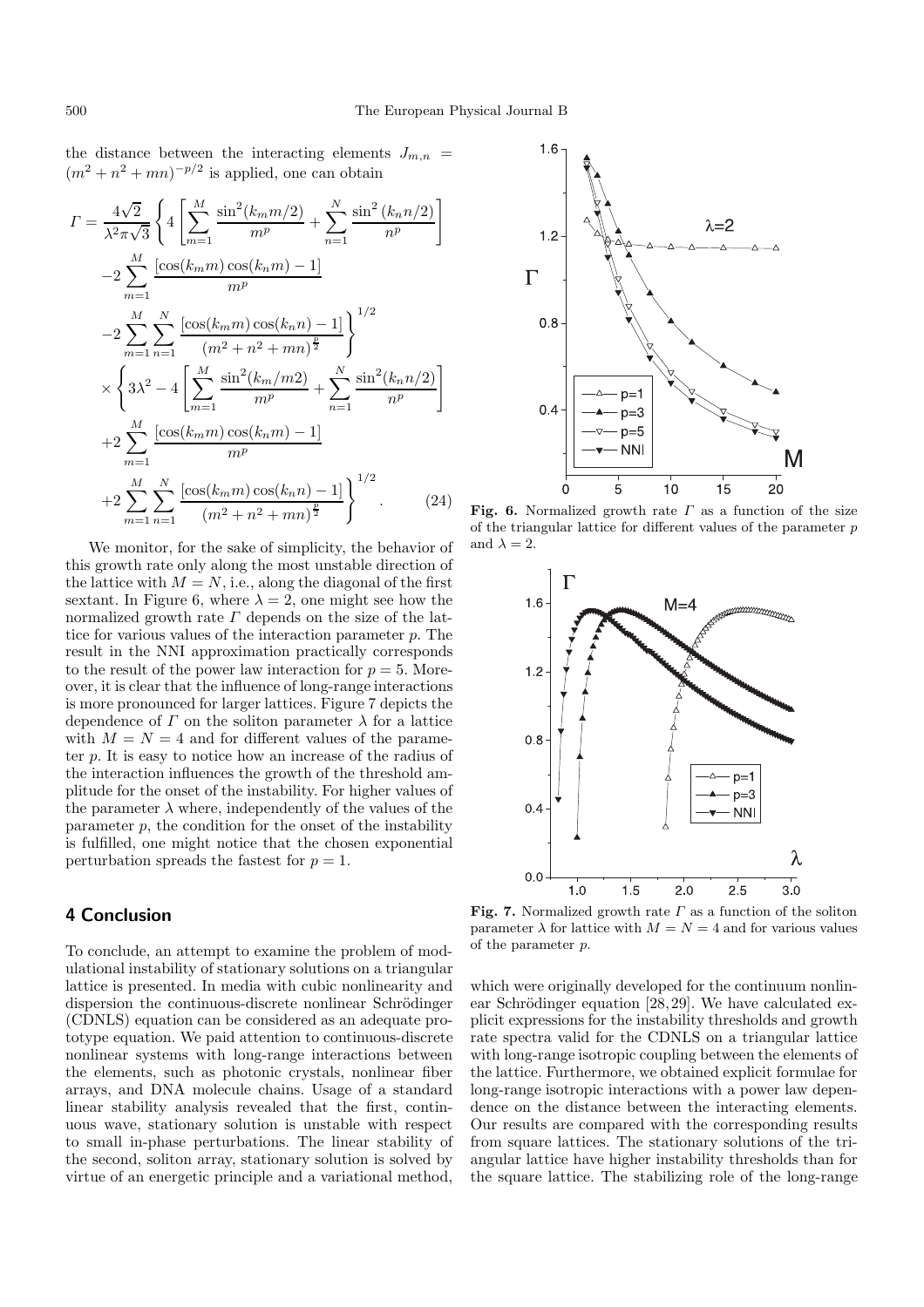the distance between the interacting elements $J_{m,n} = (m^2 + n^2 + mn)^{-p/2}$ is applied, one can obtain

$$
\begin{aligned}
\Gamma = \frac{4\sqrt{2}}{\lambda^2 \pi \sqrt{3}} \Bigg\{ & 4 \left[ \sum_{m=1}^{M} \frac{\sin^2(k_m m/2)}{m^p} + \sum_{n=1}^{N} \frac{\sin^2(k_n n/2)}{n^p} \right] \\
& -2 \sum_{m=1}^{M} \frac{[\cos(k_m m)\cos(k_n m) - 1]}{m^p} \\
& -2 \sum_{m=1}^{M} \sum_{n=1}^{N} \frac{[\cos(k_m m)\cos(k_n n) - 1]}{(m^2 + n^2 + mn)^{\frac{p}{2}}} \Bigg\}^{1/2} \\
\times \Bigg\{ & 3\lambda^2 - 4 \left[ \sum_{m=1}^{M} \frac{\sin^2(k_m/m2)}{m^p} + \sum_{n=1}^{N} \frac{\sin^2(k_n n/2)}{n^p} \right] \\
& +2 \sum_{m=1}^{M} \frac{[\cos(k_m m)\cos(k_n m) - 1]}{m^p} \\
& +2 \sum_{m=1}^{M} \sum_{n=1}^{N} \frac{[\cos(k_m m)\cos(k_n n) - 1]}{(m^2 + n^2 + mn)^{\frac{p}{2}}} \Bigg\}^{1/2}. \qquad (24)
\end{aligned}
$$

We monitor, for the sake of simplicity, the behavior of this growth rate only along the most unstable direction of the lattice with $M = N$, i.e., along the diagonal of the first sextant. In Figure 6, where $\lambda = 2$, one might see how the normalized growth rate $\Gamma$ depends on the size of the lattice for various values of the interaction parameter $p$. The result in the NNI approximation practically corresponds to the result of the power law interaction for $p = 5$. Moreover, it is clear that the influence of long-range interactions is more pronounced for larger lattices. Figure 7 depicts the dependence of $\Gamma$ on the soliton parameter $\lambda$ for a lattice with $M = N = 4$ and for different values of the parameter $p$. It is easy to notice how an increase of the radius of the interaction influences the growth of the threshold amplitude for the onset of the instability. For higher values of the parameter $\lambda$ where, independently of the values of the parameter $p$, the condition for the onset of the instability is fulfilled, one might notice that the chosen exponential perturbation spreads the fastest for $p = 1$.

**Fig. 6.** Normalized growth rate $\Gamma$ as a function of the size of the triangular lattice for different values of the parameter $p$ and $\lambda = 2$.

**Fig. 7.** Normalized growth rate $\Gamma$ as a function of the soliton parameter $\lambda$ for lattice with $M = N = 4$ and for various values of the parameter $p$.

## 4 Conclusion

To conclude, an attempt to examine the problem of modulational instability of stationary solutions on a triangular lattice is presented. In media with cubic nonlinearity and dispersion the continuous-discrete nonlinear Schrödinger (CDNLS) equation can be considered as an adequate prototype equation. We paid attention to continuous-discrete nonlinear systems with long-range interactions between the elements, such as photonic crystals, nonlinear fiber arrays, and DNA molecule chains. Usage of a standard linear stability analysis revealed that the first, continuous wave, stationary solution is unstable with respect to small in-phase perturbations. The linear stability of the second, soliton array, stationary solution is solved by virtue of an energetic principle and a variational method, which were originally developed for the continuum nonlinear Schrödinger equation [28,29]. We have calculated explicit expressions for the instability thresholds and growth rate spectra valid for the CDNLS on a triangular lattice with long-range isotropic coupling between the elements of the lattice. Furthermore, we obtained explicit formulae for long-range isotropic interactions with a power law dependence on the distance between the interacting elements. Our results are compared with the corresponding results from square lattices. The stationary solutions of the triangular lattice have higher instability thresholds than for the square lattice. The stabilizing role of the long-range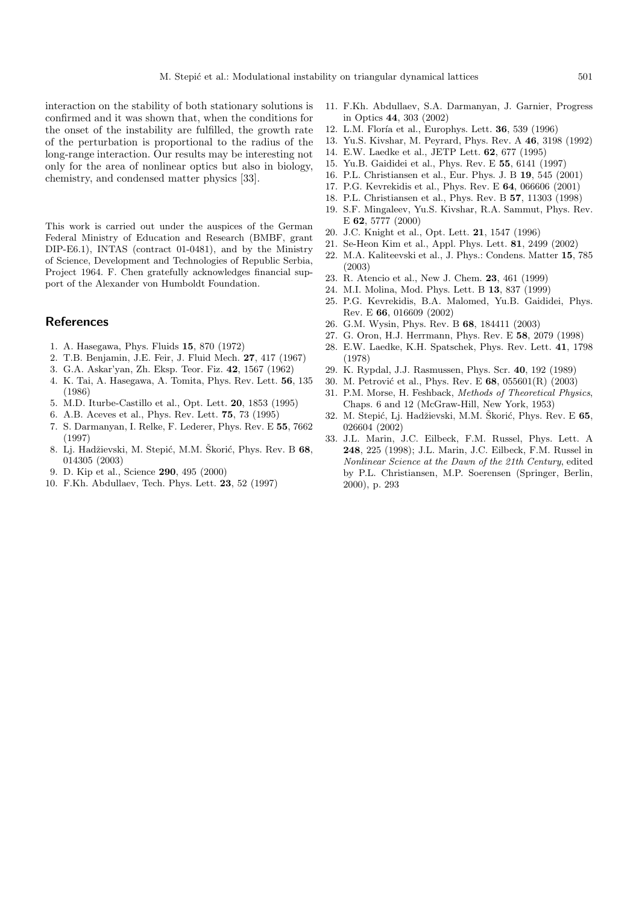interaction on the stability of both stationary solutions is confirmed and it was shown that, when the conditions for the onset of the instability are fulfilled, the growth rate of the perturbation is proportional to the radius of the long-range interaction. Our results may be interesting not only for the area of nonlinear optics but also in biology, chemistry, and condensed matter physics [33].

This work is carried out under the auspices of the German Federal Ministry of Education and Research (BMBF, grant DIP-E6.1), INTAS (contract 01-0481), and by the Ministry of Science, Development and Technologies of Republic Serbia, Project 1964. F. Chen gratefully acknowledges financial support of the Alexander von Humboldt Foundation.

## References

1. A. Hasegawa, Phys. Fluids **15**, 870 (1972)
2. T.B. Benjamin, J.E. Feir, J. Fluid Mech. **27**, 417 (1967)
3. G.A. Askar'yan, Zh. Eksp. Teor. Fiz. **42**, 1567 (1962)
4. K. Tai, A. Hasegawa, A. Tomita, Phys. Rev. Lett. **56**, 135 (1986)
5. M.D. Iturbe-Castillo et al., Opt. Lett. **20**, 1853 (1995)
6. A.B. Aceves et al., Phys. Rev. Lett. **75**, 73 (1995)
7. S. Darmanyan, I. Relke, F. Lederer, Phys. Rev. E **55**, 7662 (1997)
8. Lj. Hadžievski, M. Stepić, M.M. Škorić, Phys. Rev. B **68**, 014305 (2003)
9. D. Kip et al., Science **290**, 495 (2000)
10. F.Kh. Abdullaev, Tech. Phys. Lett. **23**, 52 (1997)
11. F.Kh. Abdullaev, S.A. Darmanyan, J. Garnier, Progress in Optics **44**, 303 (2002)
12. L.M. Floría et al., Europhys. Lett. **36**, 539 (1996)
13. Yu.S. Kivshar, M. Peyrard, Phys. Rev. A **46**, 3198 (1992)
14. E.W. Laedke et al., JETP Lett. **62**, 677 (1995)
15. Yu.B. Gaididei et al., Phys. Rev. E **55**, 6141 (1997)
16. P.L. Christiansen et al., Eur. Phys. J. B **19**, 545 (2001)
17. P.G. Kevrekidis et al., Phys. Rev. E **64**, 066606 (2001)
18. P.L. Christiansen et al., Phys. Rev. B **57**, 11303 (1998)
19. S.F. Mingaleev, Yu.S. Kivshar, R.A. Sammut, Phys. Rev. E **62**, 5777 (2000)
20. J.C. Knight et al., Opt. Lett. **21**, 1547 (1996)
21. Se-Heon Kim et al., Appl. Phys. Lett. **81**, 2499 (2002)
22. M.A. Kaliteevski et al., J. Phys.: Condens. Matter **15**, 785 (2003)
23. R. Atencio et al., New J. Chem. **23**, 461 (1999)
24. M.I. Molina, Mod. Phys. Lett. B **13**, 837 (1999)
25. P.G. Kevrekidis, B.A. Malomed, Yu.B. Gaididei, Phys. Rev. E **66**, 016609 (2002)
26. G.M. Wysin, Phys. Rev. B **68**, 184411 (2003)
27. G. Oron, H.J. Herrmann, Phys. Rev. E **58**, 2079 (1998)
28. E.W. Laedke, K.H. Spatschek, Phys. Rev. Lett. **41**, 1798 (1978)
29. K. Rypdal, J.J. Rasmussen, Phys. Scr. **40**, 192 (1989)
30. M. Petrović et al., Phys. Rev. E **68**, 055601(R) (2003)
31. P.M. Morse, H. Feshback, *Methods of Theoretical Physics*, Chaps. 6 and 12 (McGraw-Hill, New York, 1953)
32. M. Stepić, Lj. Hadžievski, M.M. Škorić, Phys. Rev. E **65**, 026604 (2002)
33. J.L. Marin, J.C. Eilbeck, F.M. Russel, Phys. Lett. A **248**, 225 (1998); J.L. Marin, J.C. Eilbeck, F.M. Russel in *Nonlinear Science at the Dawn of the 21th Century*, edited by P.L. Christiansen, M.P. Soerensen (Springer, Berlin, 2000), p. 293